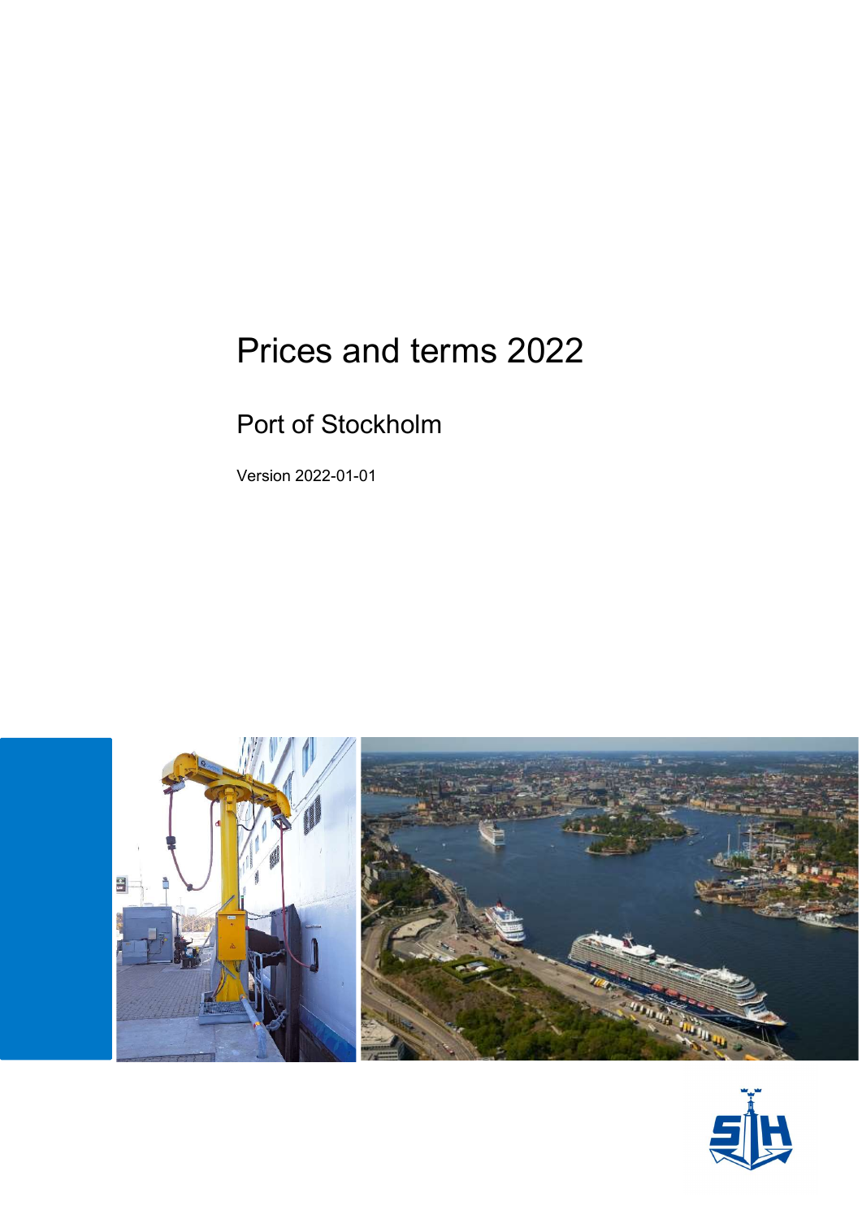# Prices and terms 2022

## Port of Stockholm

Version 2022-01-01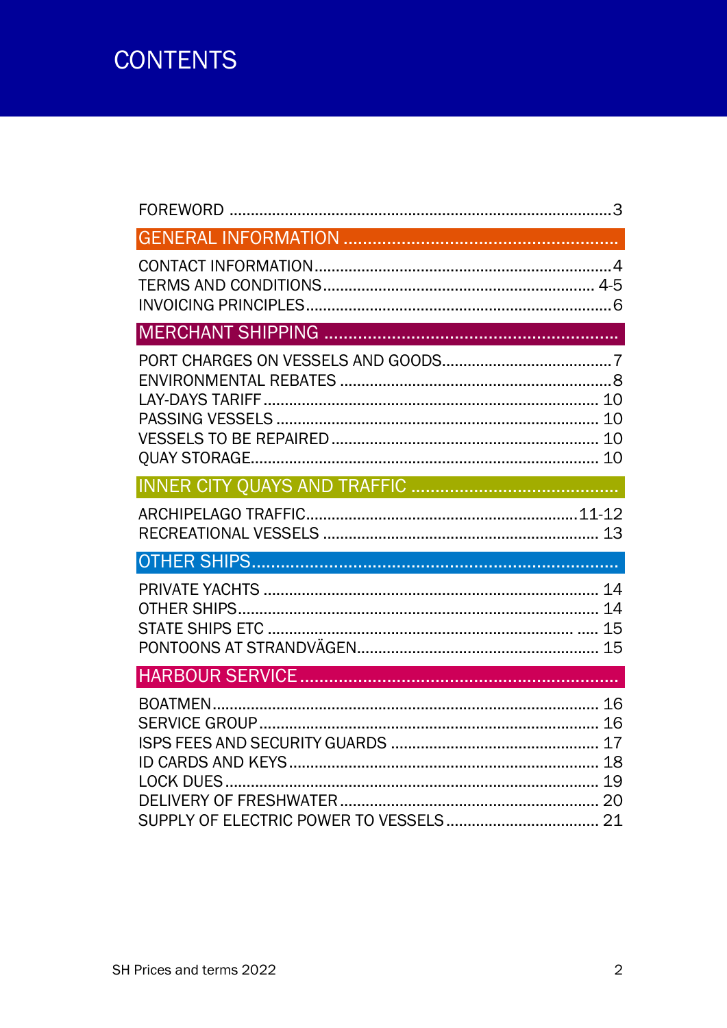# CONTENTS

FOREWORD ........................................................................................3

## GENERAL INFORMATION

CONTACT INFORMATION.....................................................................4
TERMS AND CONDITIONS............................................................... 4-5
INVOICING PRINCIPLES.......................................................................6

## MERCHANT SHIPPING

PORT CHARGES ON VESSELS AND GOODS........................................7
ENVIRONMENTAL REBATES ................................................................8
LAY-DAYS TARIFF .............................................................................. 10
PASSING VESSELS ........................................................................... 10
VESSELS TO BE REPAIRED .............................................................. 10
QUAY STORAGE................................................................................ 10

## INNER CITY QUAYS AND TRAFFIC

ARCHIPELAGO TRAFFIC................................................................11-12
RECREATIONAL VESSELS ................................................................ 13

## OTHER SHIPS

PRIVATE YACHTS ............................................................................. 14
OTHER SHIPS.................................................................................... 14
STATE SHIPS ETC ........................................................................ ..... 15
PONTOONS AT STRANDVÄGEN........................................................ 15

## HARBOUR SERVICE

BOATMEN.......................................................................................... 16
SERVICE GROUP.............................................................................. 16
ISPS FEES AND SECURITY GUARDS ................................................ 17
ID CARDS AND KEYS........................................................................ 18
LOCK DUES...................................................................................... 19
DELIVERY OF FRESHWATER............................................................ 20
SUPPLY OF ELECTRIC POWER TO VESSELS .................................... 21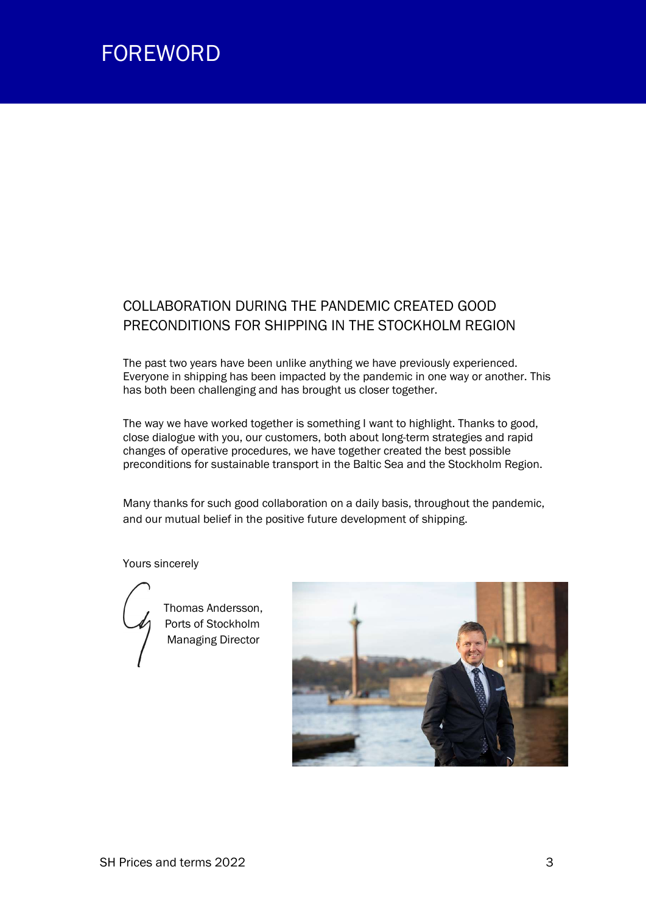# FOREWORD

## COLLABORATION DURING THE PANDEMIC CREATED GOOD PRECONDITIONS FOR SHIPPING IN THE STOCKHOLM REGION

The past two years have been unlike anything we have previously experienced. Everyone in shipping has been impacted by the pandemic in one way or another. This has both been challenging and has brought us closer together.

The way we have worked together is something I want to highlight. Thanks to good, close dialogue with you, our customers, both about long-term strategies and rapid changes of operative procedures, we have together created the best possible preconditions for sustainable transport in the Baltic Sea and the Stockholm Region.

Many thanks for such good collaboration on a daily basis, throughout the pandemic, and our mutual belief in the positive future development of shipping.

Yours sincerely

Thomas Andersson,
Ports of Stockholm
Managing Director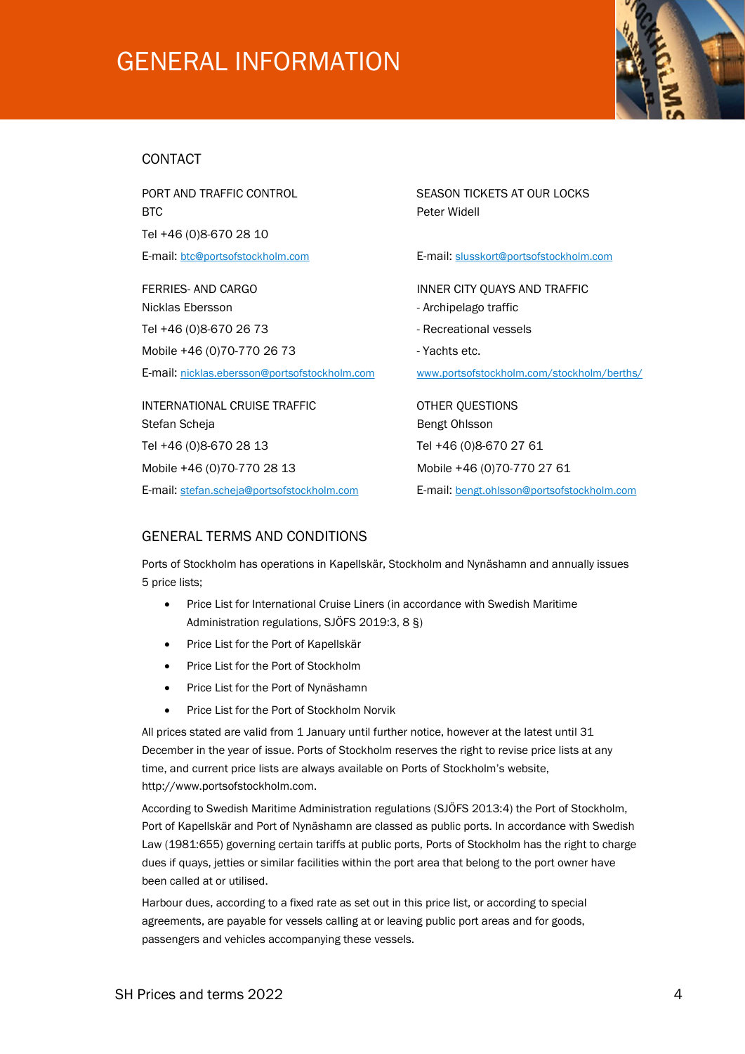# GENERAL INFORMATION

## CONTACT

PORT AND TRAFFIC CONTROL
BTC
Tel +46 (0)8-670 28 10
E-mail: btc@portsofstockholm.com

FERRIES- AND CARGO
Nicklas Ebersson
Tel +46 (0)8-670 26 73
Mobile +46 (0)70-770 26 73
E-mail: nicklas.ebersson@portsofstockholm.com

INTERNATIONAL CRUISE TRAFFIC
Stefan Scheja
Tel +46 (0)8-670 28 13
Mobile +46 (0)70-770 28 13
E-mail: stefan.scheja@portsofstockholm.com

SEASON TICKETS AT OUR LOCKS
Peter Widell

E-mail: slusskort@portsofstockholm.com

INNER CITY QUAYS AND TRAFFIC
- Archipelago traffic
- Recreational vessels
- Yachts etc.

www.portsofstockholm.com/stockholm/berths/

OTHER QUESTIONS
Bengt Ohlsson
Tel +46 (0)8-670 27 61
Mobile +46 (0)70-770 27 61
E-mail: bengt.ohlsson@portsofstockholm.com

## GENERAL TERMS AND CONDITIONS

Ports of Stockholm has operations in Kapellskär, Stockholm and Nynäshamn and annually issues 5 price lists;

- Price List for International Cruise Liners (in accordance with Swedish Maritime Administration regulations, SJÖFS 2019:3, 8 §)
- Price List for the Port of Kapellskär
- Price List for the Port of Stockholm
- Price List for the Port of Nynäshamn
- Price List for the Port of Stockholm Norvik

All prices stated are valid from 1 January until further notice, however at the latest until 31 December in the year of issue. Ports of Stockholm reserves the right to revise price lists at any time, and current price lists are always available on Ports of Stockholm's website, http://www.portsofstockholm.com.

According to Swedish Maritime Administration regulations (SJÖFS 2013:4) the Port of Stockholm, Port of Kapellskär and Port of Nynäshamn are classed as public ports. In accordance with Swedish Law (1981:655) governing certain tariffs at public ports, Ports of Stockholm has the right to charge dues if quays, jetties or similar facilities within the port area that belong to the port owner have been called at or utilised.

Harbour dues, according to a fixed rate as set out in this price list, or according to special agreements, are payable for vessels calling at or leaving public port areas and for goods, passengers and vehicles accompanying these vessels.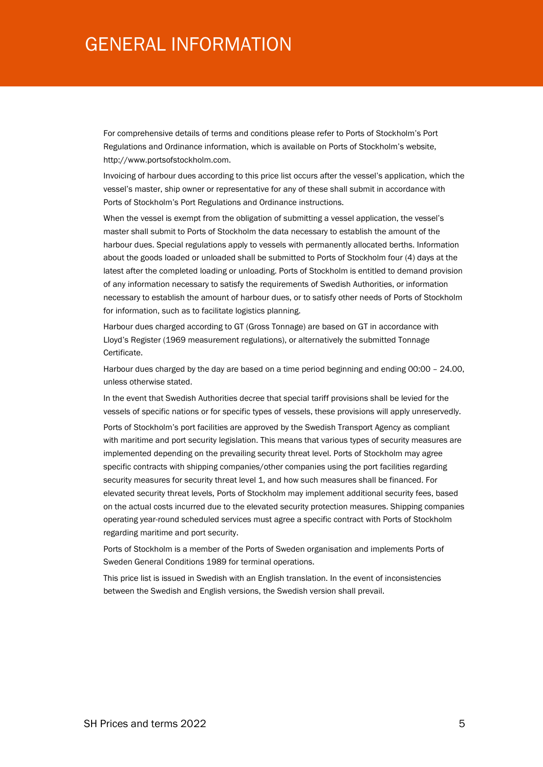# GENERAL INFORMATION

For comprehensive details of terms and conditions please refer to Ports of Stockholm's Port Regulations and Ordinance information, which is available on Ports of Stockholm's website, http://www.portsofstockholm.com.

Invoicing of harbour dues according to this price list occurs after the vessel's application, which the vessel's master, ship owner or representative for any of these shall submit in accordance with Ports of Stockholm's Port Regulations and Ordinance instructions.

When the vessel is exempt from the obligation of submitting a vessel application, the vessel's master shall submit to Ports of Stockholm the data necessary to establish the amount of the harbour dues. Special regulations apply to vessels with permanently allocated berths. Information about the goods loaded or unloaded shall be submitted to Ports of Stockholm four (4) days at the latest after the completed loading or unloading. Ports of Stockholm is entitled to demand provision of any information necessary to satisfy the requirements of Swedish Authorities, or information necessary to establish the amount of harbour dues, or to satisfy other needs of Ports of Stockholm for information, such as to facilitate logistics planning.

Harbour dues charged according to GT (Gross Tonnage) are based on GT in accordance with Lloyd's Register (1969 measurement regulations), or alternatively the submitted Tonnage Certificate.

Harbour dues charged by the day are based on a time period beginning and ending 00:00 – 24.00, unless otherwise stated.

In the event that Swedish Authorities decree that special tariff provisions shall be levied for the vessels of specific nations or for specific types of vessels, these provisions will apply unreservedly.

Ports of Stockholm's port facilities are approved by the Swedish Transport Agency as compliant with maritime and port security legislation. This means that various types of security measures are implemented depending on the prevailing security threat level. Ports of Stockholm may agree specific contracts with shipping companies/other companies using the port facilities regarding security measures for security threat level 1, and how such measures shall be financed. For elevated security threat levels, Ports of Stockholm may implement additional security fees, based on the actual costs incurred due to the elevated security protection measures. Shipping companies operating year-round scheduled services must agree a specific contract with Ports of Stockholm regarding maritime and port security.

Ports of Stockholm is a member of the Ports of Sweden organisation and implements Ports of Sweden General Conditions 1989 for terminal operations.

This price list is issued in Swedish with an English translation. In the event of inconsistencies between the Swedish and English versions, the Swedish version shall prevail.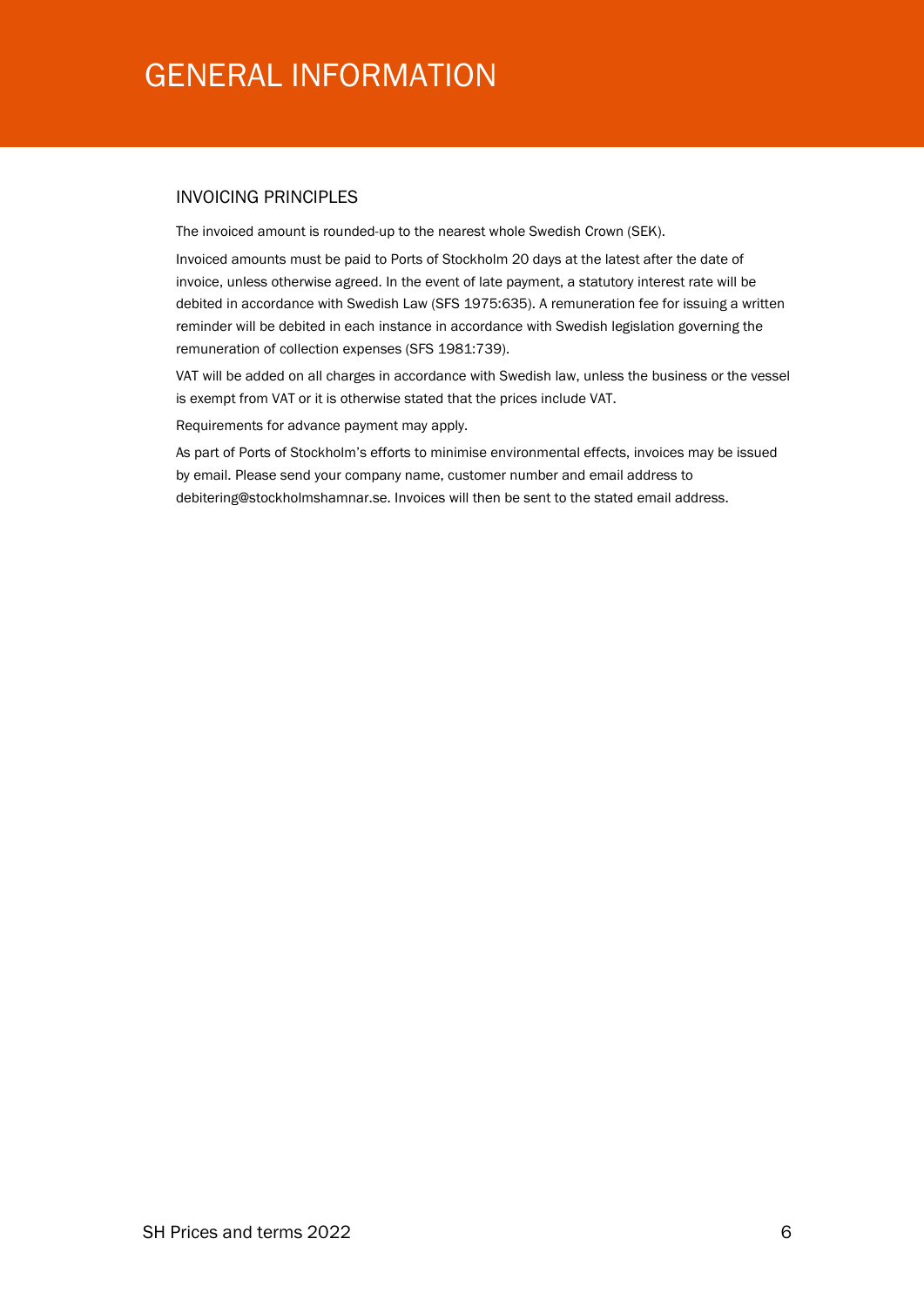# GENERAL INFORMATION

## INVOICING PRINCIPLES

The invoiced amount is rounded-up to the nearest whole Swedish Crown (SEK).

Invoiced amounts must be paid to Ports of Stockholm 20 days at the latest after the date of invoice, unless otherwise agreed. In the event of late payment, a statutory interest rate will be debited in accordance with Swedish Law (SFS 1975:635). A remuneration fee for issuing a written reminder will be debited in each instance in accordance with Swedish legislation governing the remuneration of collection expenses (SFS 1981:739).

VAT will be added on all charges in accordance with Swedish law, unless the business or the vessel is exempt from VAT or it is otherwise stated that the prices include VAT.

Requirements for advance payment may apply.

As part of Ports of Stockholm's efforts to minimise environmental effects, invoices may be issued by email. Please send your company name, customer number and email address to debitering@stockholmshamnar.se. Invoices will then be sent to the stated email address.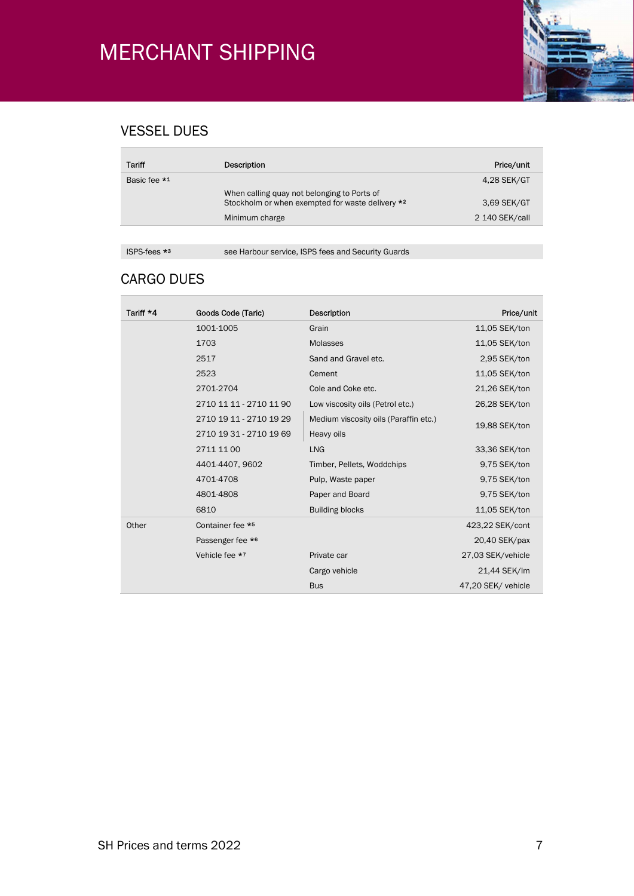# MERCHANT SHIPPING

## VESSEL DUES

| Tariff | Description | Price/unit |
|---|---|---|
| Basic fee *1 | | 4,28 SEK/GT |
| | When calling quay not belonging to Ports of Stockholm or when exempted for waste delivery *2 | 3,69 SEK/GT |
| | Minimum charge | 2 140 SEK/call |

| ISPS-fees *3 | see Harbour service, ISPS fees and Security Guards |
|---|---|

## CARGO DUES

| Tariff *4 | Goods Code (Taric) | Description | Price/unit |
|---|---|---|---|
| | 1001-1005 | Grain | 11,05 SEK/ton |
| | 1703 | Molasses | 11,05 SEK/ton |
| | 2517 | Sand and Gravel etc. | 2,95 SEK/ton |
| | 2523 | Cement | 11,05 SEK/ton |
| | 2701-2704 | Cole and Coke etc. | 21,26 SEK/ton |
| | 2710 11 11 - 2710 11 90 | Low viscosity oils (Petrol etc.) | 26,28 SEK/ton |
| | 2710 19 11 - 2710 19 29 | Medium viscosity oils (Paraffin etc.) | 19,88 SEK/ton |
| | 2710 19 31 - 2710 19 69 | Heavy oils | |
| | 2711 11 00 | LNG | 33,36 SEK/ton |
| | 4401-4407, 9602 | Timber, Pellets, Woddchips | 9,75 SEK/ton |
| | 4701-4708 | Pulp, Waste paper | 9,75 SEK/ton |
| | 4801-4808 | Paper and Board | 9,75 SEK/ton |
| | 6810 | Building blocks | 11,05 SEK/ton |
| Other | Container fee *5 | | 423,22 SEK/cont |
| | Passenger fee *6 | | 20,40 SEK/pax |
| | Vehicle fee *7 | Private car | 27,03 SEK/vehicle |
| | | Cargo vehicle | 21,44 SEK/lm |
| | | Bus | 47,20 SEK/ vehicle |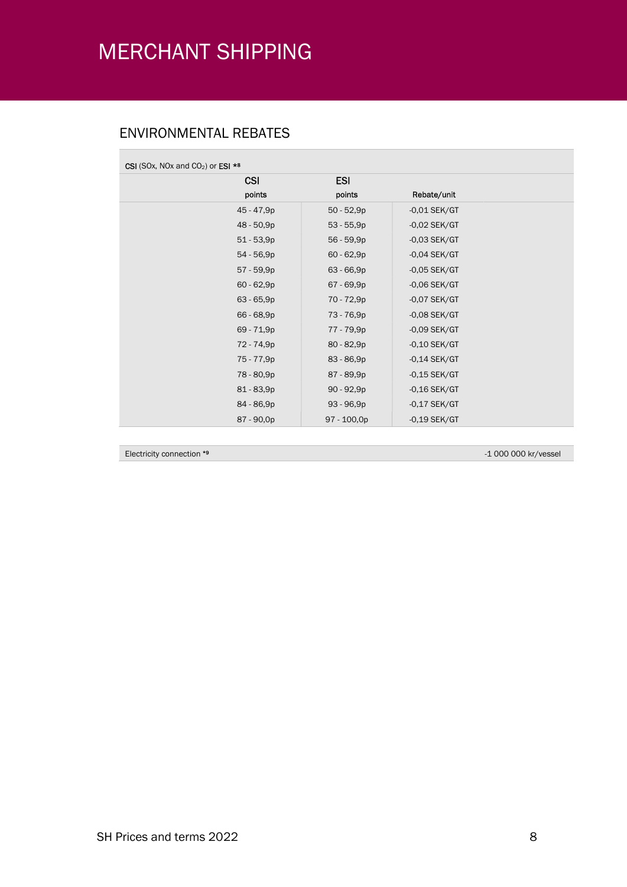# MERCHANT SHIPPING

## ENVIRONMENTAL REBATES

| CSI (SOx, NOx and $CO_2$) or ESI *8 | | |
|---|---|---|
| CSI points | ESI points | Rebate/unit |
| 45 - 47,9p | 50 - 52,9p | -0,01 SEK/GT |
| 48 - 50,9p | 53 - 55,9p | -0,02 SEK/GT |
| 51 - 53,9p | 56 - 59,9p | -0,03 SEK/GT |
| 54 - 56,9p | 60 - 62,9p | -0,04 SEK/GT |
| 57 - 59,9p | 63 - 66,9p | -0,05 SEK/GT |
| 60 - 62,9p | 67 - 69,9p | -0,06 SEK/GT |
| 63 - 65,9p | 70 - 72,9p | -0,07 SEK/GT |
| 66 - 68,9p | 73 - 76,9p | -0,08 SEK/GT |
| 69 - 71,9p | 77 - 79,9p | -0,09 SEK/GT |
| 72 - 74,9p | 80 - 82,9p | -0,10 SEK/GT |
| 75 - 77,9p | 83 - 86,9p | -0,14 SEK/GT |
| 78 - 80,9p | 87 - 89,9p | -0,15 SEK/GT |
| 81 - 83,9p | 90 - 92,9p | -0,16 SEK/GT |
| 84 - 86,9p | 93 - 96,9p | -0,17 SEK/GT |
| 87 - 90,0p | 97 - 100,0p | -0,19 SEK/GT |

| Electricity connection *9 | -1 000 000 kr/vessel |
|---|---|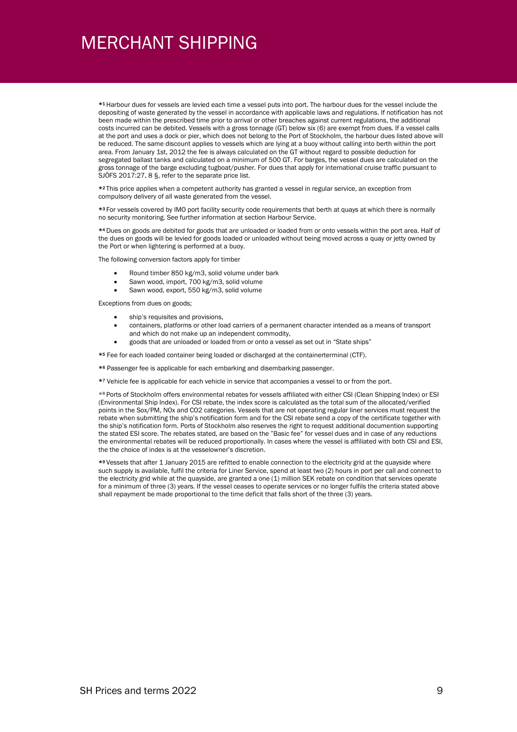# MERCHANT SHIPPING

*[1] Harbour dues for vessels are levied each time a vessel puts into port. The harbour dues for the vessel include the depositing of waste generated by the vessel in accordance with applicable laws and regulations. If notification has not been made within the prescribed time prior to arrival or other breaches against current regulations, the additional costs incurred can be debited. Vessels with a gross tonnage (GT) below six (6) are exempt from dues. If a vessel calls at the port and uses a dock or pier, which does not belong to the Port of Stockholm, the harbour dues listed above will be reduced. The same discount applies to vessels which are lying at a buoy without calling into berth within the port area. From January 1st, 2012 the fee is always calculated on the GT without regard to possible deduction for segregated ballast tanks and calculated on a minimum of 500 GT. For barges, the vessel dues are calculated on the gross tonnage of the barge excluding tugboat/pusher. For dues that apply for international cruise traffic pursuant to SJÖFS 2017:27, 8 §, refer to the separate price list.

*[2] This price applies when a competent authority has granted a vessel in regular service, an exception from compulsory delivery of all waste generated from the vessel.

*[3] For vessels covered by IMO port facility security code requirements that berth at quays at which there is normally no security monitoring. See further information at section Harbour Service.

*[4] Dues on goods are debited for goods that are unloaded or loaded from or onto vessels within the port area. Half of the dues on goods will be levied for goods loaded or unloaded without being moved across a quay or jetty owned by the Port or when lightering is performed at a buoy.

The following conversion factors apply for timber

- Round timber 850 kg/m3, solid volume under bark
- Sawn wood, import, 700 kg/m3, solid volume
- Sawn wood, export, 550 kg/m3, solid volume

Exceptions from dues on goods;

- ship's requisites and provisions,
- containers, platforms or other load carriers of a permanent character intended as a means of transport and which do not make up an independent commodity,
- goods that are unloaded or loaded from or onto a vessel as set out in "State ships"

*[5] Fee for each loaded container being loaded or discharged at the containerterminal (CTF).

*[6] Passenger fee is applicable for each embarking and disembarking passenger.

*[7] Vehicle fee is applicable for each vehicle in service that accompanies a vessel to or from the port.

*[8] Ports of Stockholm offers environmental rebates for vessels affiliated with either CSI (Clean Shipping Index) or ESI (Environmental Ship Index). For CSI rebate, the index score is calculated as the total sum of the allocated/verified points in the Sox/PM, NOx and CO2 categories. Vessels that are not operating regular liner services must request the rebate when submitting the ship's notification form and for the CSI rebate send a copy of the certificate together with the ship's notification form. Ports of Stockholm also reserves the right to request additional documention supporting the stated ESI score. The rebates stated, are based on the "Basic fee" for vessel dues and in case of any reductions the environmental rebates will be reduced proportionally. In cases where the vessel is affiliated with both CSI and ESI, the the choice of index is at the vesselowner's discretion.

*[9] Vessels that after 1 January 2015 are refitted to enable connection to the electricity grid at the quayside where such supply is available, fulfil the criteria for Liner Service, spend at least two (2) hours in port per call and connect to the electricity grid while at the quayside, are granted a one (1) million SEK rebate on condition that services operate for a minimum of three (3) years. If the vessel ceases to operate services or no longer fulfils the criteria stated above shall repayment be made proportional to the time deficit that falls short of the three (3) years.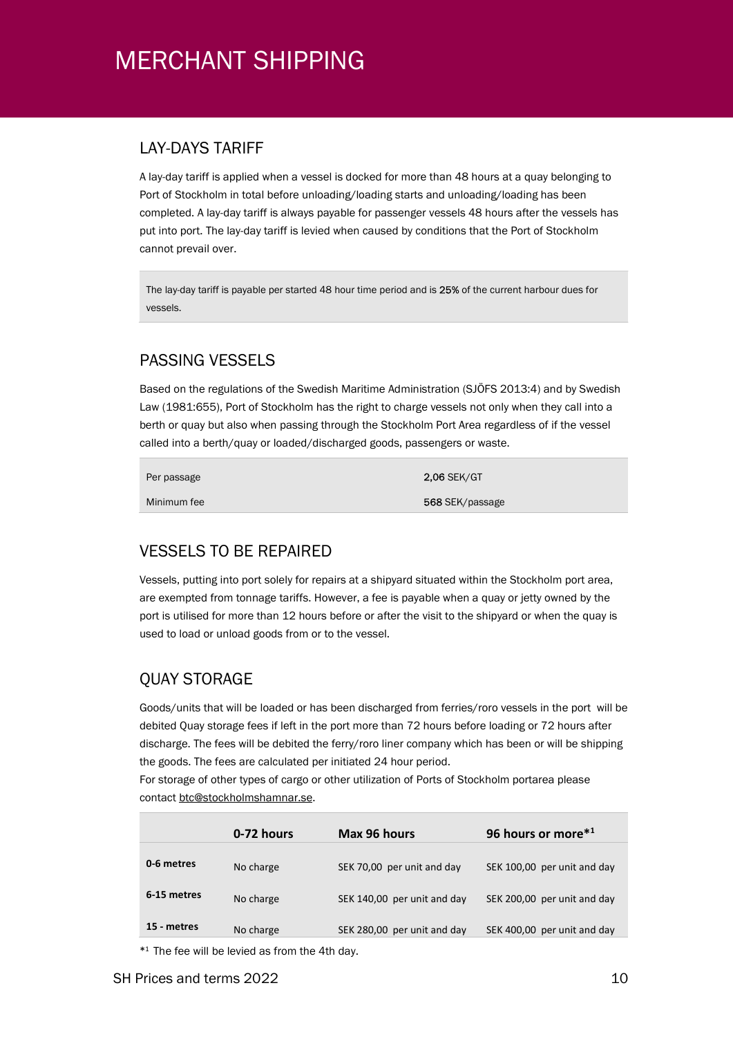# MERCHANT SHIPPING

## LAY-DAYS TARIFF

A lay-day tariff is applied when a vessel is docked for more than 48 hours at a quay belonging to Port of Stockholm in total before unloading/loading starts and unloading/loading has been completed. A lay-day tariff is always payable for passenger vessels 48 hours after the vessels has put into port. The lay-day tariff is levied when caused by conditions that the Port of Stockholm cannot prevail over.

The lay-day tariff is payable per started 48 hour time period and is **25%** of the current harbour dues for vessels.

## PASSING VESSELS

Based on the regulations of the Swedish Maritime Administration (SJÖFS 2013:4) and by Swedish Law (1981:655), Port of Stockholm has the right to charge vessels not only when they call into a berth or quay but also when passing through the Stockholm Port Area regardless of if the vessel called into a berth/quay or loaded/discharged goods, passengers or waste.

| | |
|---|---|
| Per passage | **2,06** SEK/GT |
| Minimum fee | **568** SEK/passage |

## VESSELS TO BE REPAIRED

Vessels, putting into port solely for repairs at a shipyard situated within the Stockholm port area, are exempted from tonnage tariffs. However, a fee is payable when a quay or jetty owned by the port is utilised for more than 12 hours before or after the visit to the shipyard or when the quay is used to load or unload goods from or to the vessel.

## QUAY STORAGE

Goods/units that will be loaded or has been discharged from ferries/roro vessels in the port will be debited Quay storage fees if left in the port more than 72 hours before loading or 72 hours after discharge. The fees will be debited the ferry/roro liner company which has been or will be shipping the goods. The fees are calculated per initiated 24 hour period.
For storage of other types of cargo or other utilization of Ports of Stockholm portarea please contact btc@stockholmshamnar.se.

| | **0-72 hours** | **Max 96 hours** | **96 hours or more*[1]** |
|---|---|---|---|
| **0-6 metres** | No charge | SEK 70,00 per unit and day | SEK 100,00 per unit and day |
| **6-15 metres** | No charge | SEK 140,00 per unit and day | SEK 200,00 per unit and day |
| **15 - metres** | No charge | SEK 280,00 per unit and day | SEK 400,00 per unit and day |

*[1] The fee will be levied as from the 4th day.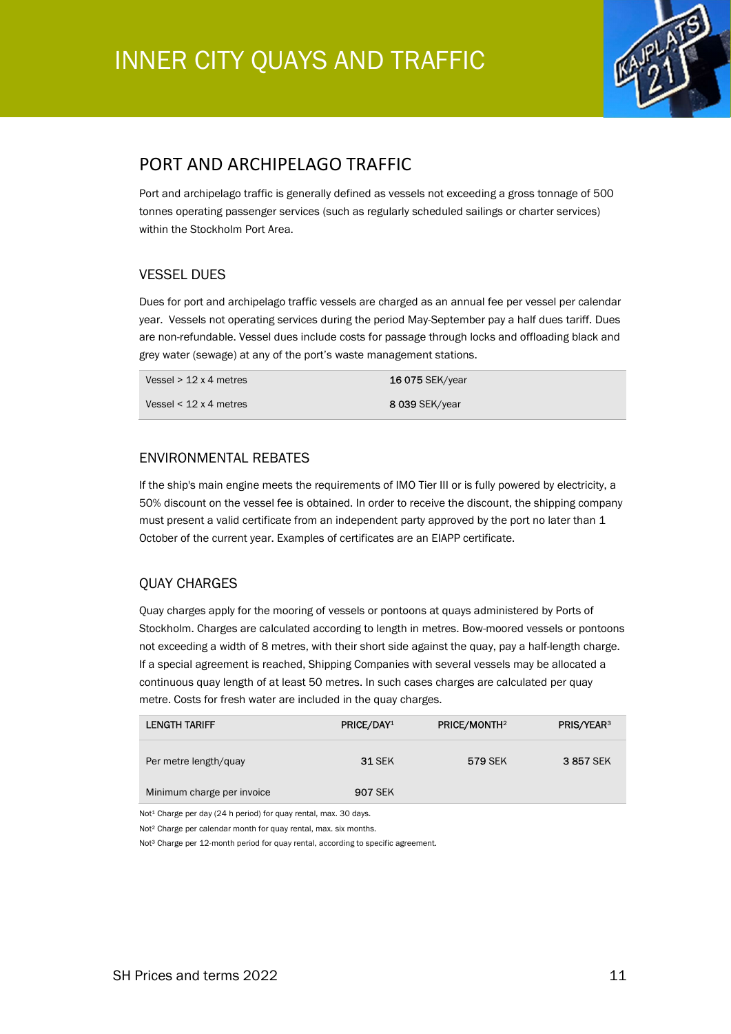# INNER CITY QUAYS AND TRAFFIC

## PORT AND ARCHIPELAGO TRAFFIC

Port and archipelago traffic is generally defined as vessels not exceeding a gross tonnage of 500 tonnes operating passenger services (such as regularly scheduled sailings or charter services) within the Stockholm Port Area.

### VESSEL DUES

Dues for port and archipelago traffic vessels are charged as an annual fee per vessel per calendar year. Vessels not operating services during the period May-September pay a half dues tariff. Dues are non-refundable. Vessel dues include costs for passage through locks and offloading black and grey water (sewage) at any of the port's waste management stations.

| | |
|---|---|
| Vessel > 12 x 4 metres | 16 075 SEK/year |
| Vessel < 12 x 4 metres | 8 039 SEK/year |

### ENVIRONMENTAL REBATES

If the ship's main engine meets the requirements of IMO Tier III or is fully powered by electricity, a 50% discount on the vessel fee is obtained. In order to receive the discount, the shipping company must present a valid certificate from an independent party approved by the port no later than 1 October of the current year. Examples of certificates are an EIAPP certificate.

### QUAY CHARGES

Quay charges apply for the mooring of vessels or pontoons at quays administered by Ports of Stockholm. Charges are calculated according to length in metres. Bow-moored vessels or pontoons not exceeding a width of 8 metres, with their short side against the quay, pay a half-length charge. If a special agreement is reached, Shipping Companies with several vessels may be allocated a continuous quay length of at least 50 metres. In such cases charges are calculated per quay metre. Costs for fresh water are included in the quay charges.

| LENGTH TARIFF | PRICE/DAY[1] | PRICE/MONTH[2] | PRIS/YEAR[3] |
|---|---|---|---|
| Per metre length/quay | 31 SEK | 579 SEK | 3 857 SEK |
| Minimum charge per invoice | 907 SEK | | |

Not[1] Charge per day (24 h period) for quay rental, max. 30 days.

Not[2] Charge per calendar month for quay rental, max. six months.

Not[3] Charge per 12-month period for quay rental, according to specific agreement.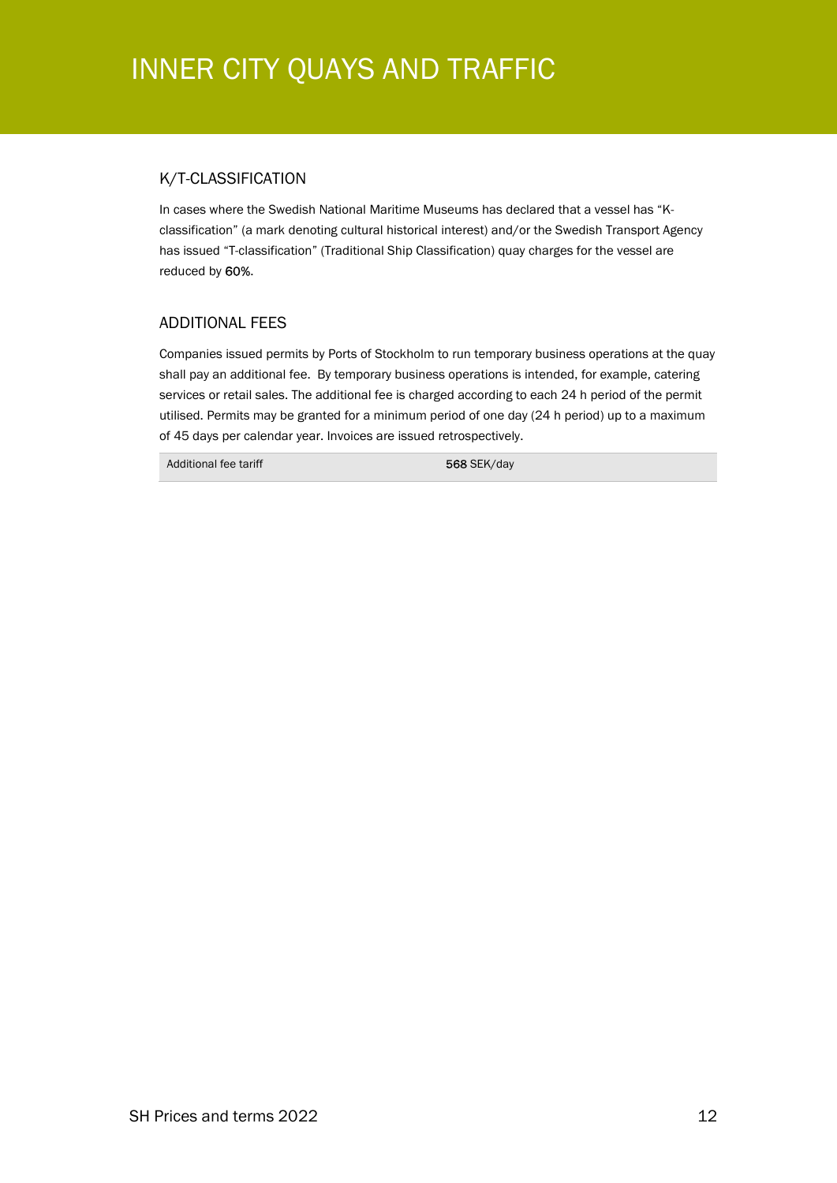# INNER CITY QUAYS AND TRAFFIC

## K/T-CLASSIFICATION

In cases where the Swedish National Maritime Museums has declared that a vessel has "K-classification" (a mark denoting cultural historical interest) and/or the Swedish Transport Agency has issued "T-classification" (Traditional Ship Classification) quay charges for the vessel are reduced by 60%.

## ADDITIONAL FEES

Companies issued permits by Ports of Stockholm to run temporary business operations at the quay shall pay an additional fee. By temporary business operations is intended, for example, catering services or retail sales. The additional fee is charged according to each 24 h period of the permit utilised. Permits may be granted for a minimum period of one day (24 h period) up to a maximum of 45 days per calendar year. Invoices are issued retrospectively.

| | |
|---|---|
| Additional fee tariff | 568 SEK/day |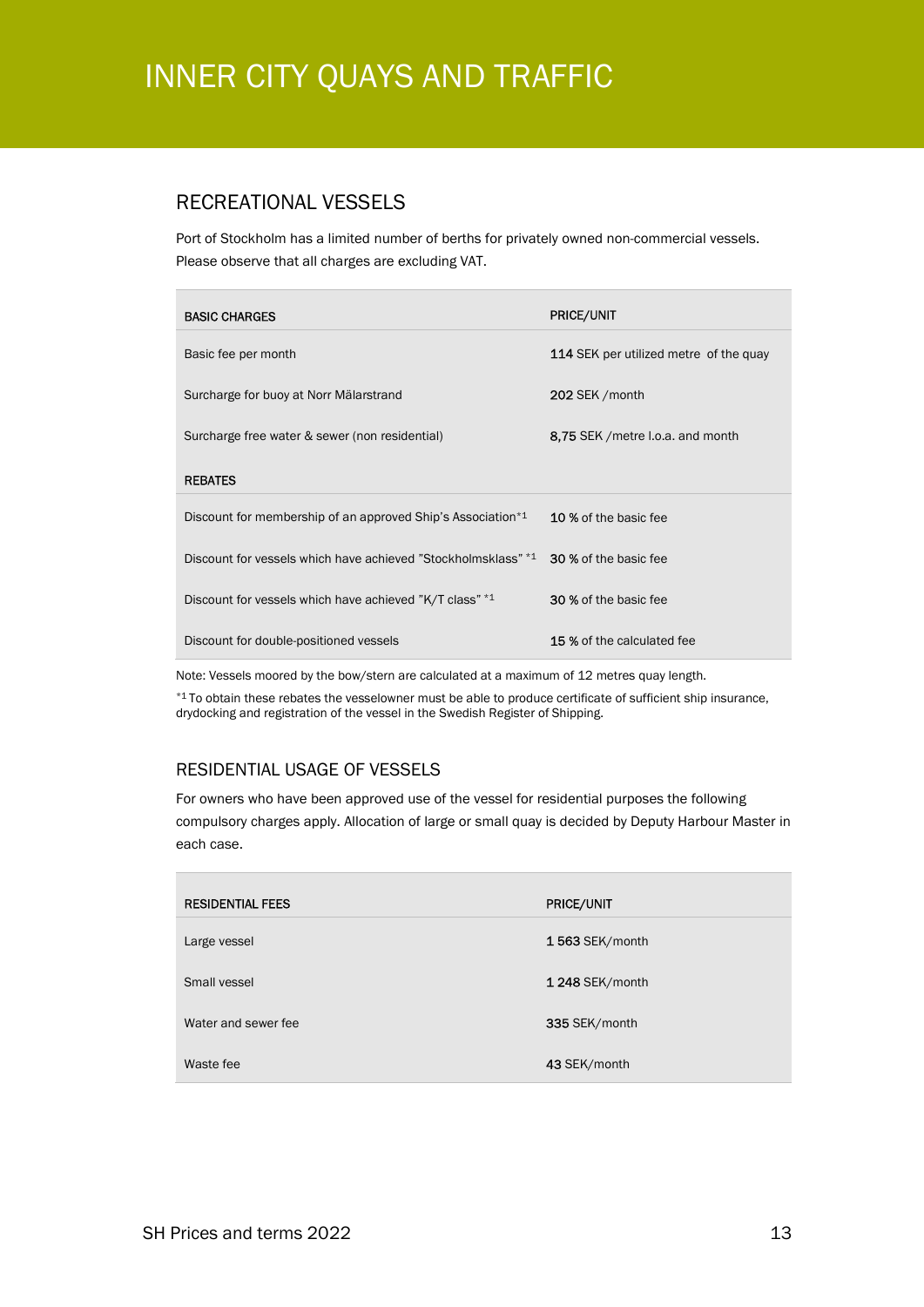# INNER CITY QUAYS AND TRAFFIC

## RECREATIONAL VESSELS

Port of Stockholm has a limited number of berths for privately owned non-commercial vessels. Please observe that all charges are excluding VAT.

| BASIC CHARGES | PRICE/UNIT |
|---|---|
| Basic fee per month | **114** SEK per utilized metre of the quay |
| Surcharge for buoy at Norr Mälarstrand | **202** SEK /month |
| Surcharge free water & sewer (non residential) | **8,75** SEK /metre l.o.a. and month |
| **REBATES** | |
| Discount for membership of an approved Ship's Association*1 | **10 %** of the basic fee |
| Discount for vessels which have achieved "Stockholmsklass" *1 | **30 %** of the basic fee |
| Discount for vessels which have achieved "K/T class" *1 | **30 %** of the basic fee |
| Discount for double-positioned vessels | **15 %** of the calculated fee |

Note: Vessels moored by the bow/stern are calculated at a maximum of 12 metres quay length.

*1 To obtain these rebates the vesselowner must be able to produce certificate of sufficient ship insurance, drydocking and registration of the vessel in the Swedish Register of Shipping.

## RESIDENTIAL USAGE OF VESSELS

For owners who have been approved use of the vessel for residential purposes the following compulsory charges apply. Allocation of large or small quay is decided by Deputy Harbour Master in each case.

| RESIDENTIAL FEES | PRICE/UNIT |
|---|---|
| Large vessel | **1 563** SEK/month |
| Small vessel | **1 248** SEK/month |
| Water and sewer fee | **335** SEK/month |
| Waste fee | **43** SEK/month |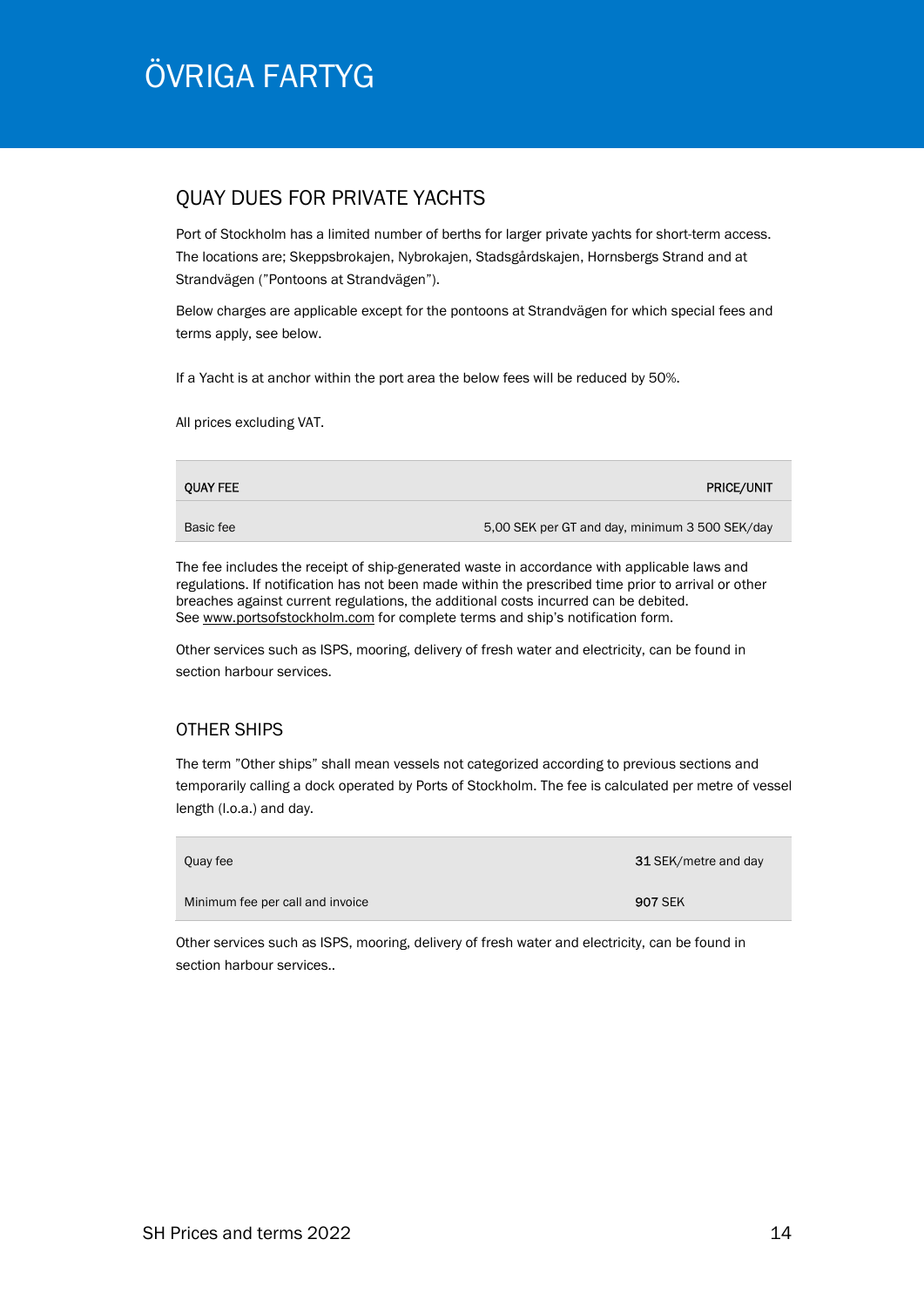# ÖVRIGA FARTYG

## QUAY DUES FOR PRIVATE YACHTS

Port of Stockholm has a limited number of berths for larger private yachts for short-term access. The locations are; Skeppsbrokajen, Nybrokajen, Stadsgårdskajen, Hornsbergs Strand and at Strandvägen ("Pontoons at Strandvägen").

Below charges are applicable except for the pontoons at Strandvägen for which special fees and terms apply, see below.

If a Yacht is at anchor within the port area the below fees will be reduced by 50%.

All prices excluding VAT.

| QUAY FEE | PRICE/UNIT |
|---|---|
| Basic fee | 5,00 SEK per GT and day, minimum 3 500 SEK/day |

The fee includes the receipt of ship-generated waste in accordance with applicable laws and regulations. If notification has not been made within the prescribed time prior to arrival or other breaches against current regulations, the additional costs incurred can be debited. See www.portsofstockholm.com for complete terms and ship's notification form.

Other services such as ISPS, mooring, delivery of fresh water and electricity, can be found in section harbour services.

## OTHER SHIPS

The term "Other ships" shall mean vessels not categorized according to previous sections and temporarily calling a dock operated by Ports of Stockholm. The fee is calculated per metre of vessel length (l.o.a.) and day.

| | |
|---|---|
| Quay fee | 31 SEK/metre and day |
| Minimum fee per call and invoice | 907 SEK |

Other services such as ISPS, mooring, delivery of fresh water and electricity, can be found in section harbour services..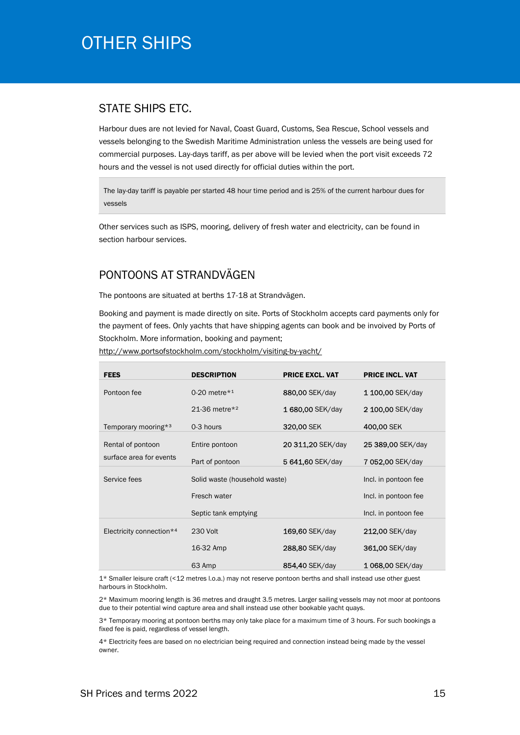# OTHER SHIPS

## STATE SHIPS ETC.

Harbour dues are not levied for Naval, Coast Guard, Customs, Sea Rescue, School vessels and vessels belonging to the Swedish Maritime Administration unless the vessels are being used for commercial purposes. Lay-days tariff, as per above will be levied when the port visit exceeds 72 hours and the vessel is not used directly for official duties within the port.

The lay-day tariff is payable per started 48 hour time period and is 25% of the current harbour dues for vessels

Other services such as ISPS, mooring, delivery of fresh water and electricity, can be found in section harbour services.

## PONTOONS AT STRANDVÄGEN

The pontoons are situated at berths 17-18 at Strandvägen.

Booking and payment is made directly on site. Ports of Stockholm accepts card payments only for the payment of fees. Only yachts that have shipping agents can book and be invoiced by Ports of Stockholm. More information, booking and payment;
http://www.portsofstockholm.com/stockholm/visiting-by-yacht/

| FEES | DESCRIPTION | PRICE EXCL. VAT | PRICE INCL. VAT |
|---|---|---|---|
| Pontoon fee | 0-20 metre*[1] | 880,00 SEK/day | 1 100,00 SEK/day |
| | 21-36 metre*[2] | 1 680,00 SEK/day | 2 100,00 SEK/day |
| Temporary mooring*[3] | 0-3 hours | 320,00 SEK | 400,00 SEK |
| Rental of pontoon surface area for events | Entire pontoon | 20 311,20 SEK/day | 25 389,00 SEK/day |
| | Part of pontoon | 5 641,60 SEK/day | 7 052,00 SEK/day |
| Service fees | Solid waste (household waste) | | Incl. in pontoon fee |
| | Fresch water | | Incl. in pontoon fee |
| | Septic tank emptying | | Incl. in pontoon fee |
| Electricity connection*[4] | 230 Volt | 169,60 SEK/day | 212,00 SEK/day |
| | 16-32 Amp | 288,80 SEK/day | 361,00 SEK/day |
| | 63 Amp | 854,40 SEK/day | 1 068,00 SEK/day |

1* Smaller leisure craft (<12 metres l.o.a.) may not reserve pontoon berths and shall instead use other guest harbours in Stockholm.

2* Maximum mooring length is 36 metres and draught 3.5 metres. Larger sailing vessels may not moor at pontoons due to their potential wind capture area and shall instead use other bookable yacht quays.

3* Temporary mooring at pontoon berths may only take place for a maximum time of 3 hours. For such bookings a fixed fee is paid, regardless of vessel length.

4* Electricity fees are based on no electrician being required and connection instead being made by the vessel owner.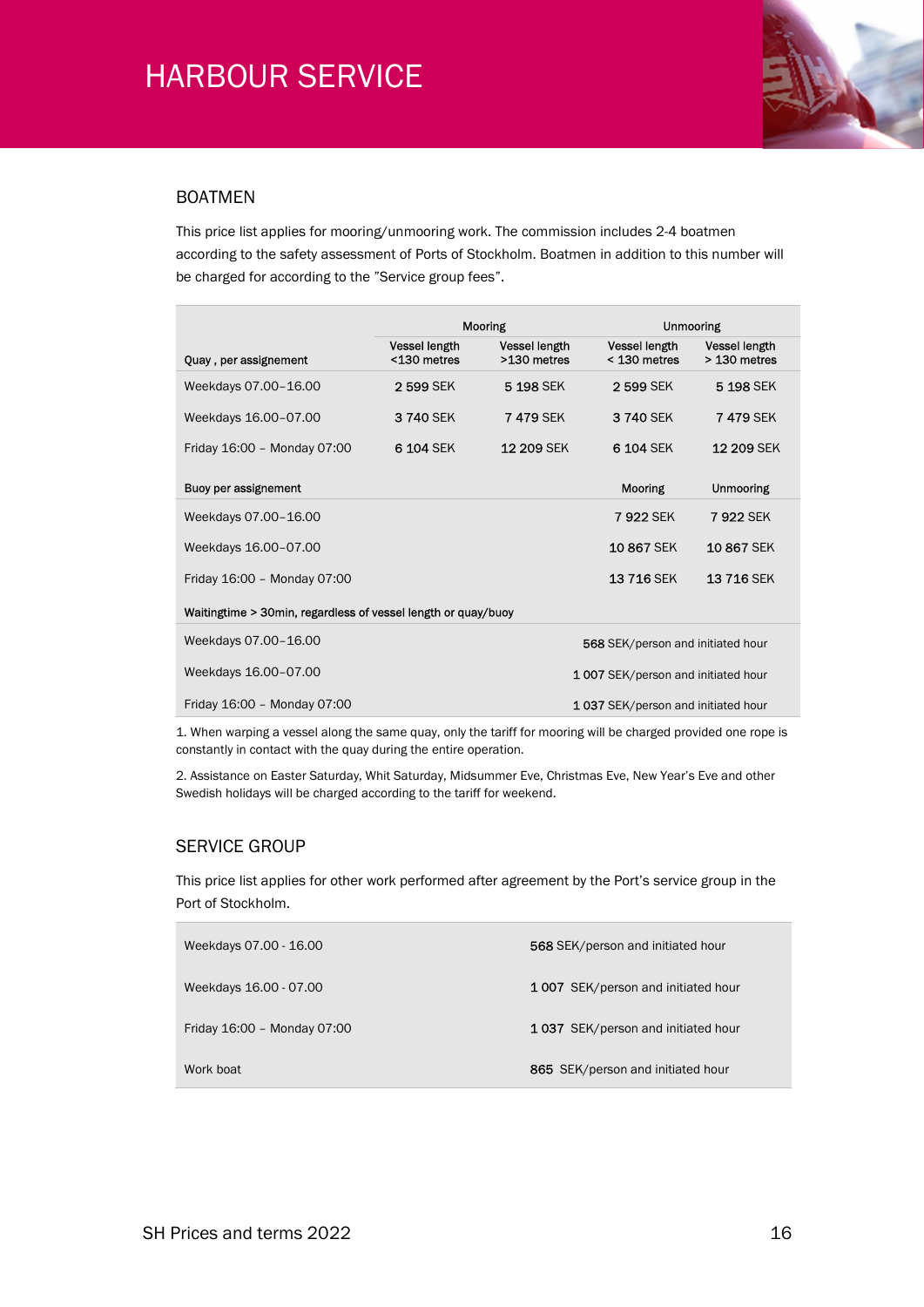# HARBOUR SERVICE

## BOATMEN

This price list applies for mooring/unmooring work. The commission includes 2-4 boatmen according to the safety assessment of Ports of Stockholm. Boatmen in addition to this number will be charged for according to the ”Service group fees”.

| | Mooring | | Unmooring | |
|---|---|---|---|---|
| **Quay , per assignement** | **Vessel length <130 metres** | **Vessel length >130 metres** | **Vessel length < 130 metres** | **Vessel length > 130 metres** |
| Weekdays 07.00–16.00 | 2 599 SEK | 5 198 SEK | 2 599 SEK | 5 198 SEK |
| Weekdays 16.00–07.00 | 3 740 SEK | 7 479 SEK | 3 740 SEK | 7 479 SEK |
| Friday 16:00 – Monday 07:00 | 6 104 SEK | 12 209 SEK | 6 104 SEK | 12 209 SEK |
| **Buoy per assignement** | | | **Mooring** | **Unmooring** |
| Weekdays 07.00–16.00 | | | 7 922 SEK | 7 922 SEK |
| Weekdays 16.00–07.00 | | | 10 867 SEK | 10 867 SEK |
| Friday 16:00 – Monday 07:00 | | | 13 716 SEK | 13 716 SEK |
| **Waitingtime > 30min, regardless of vessel length or quay/buoy** | | | | |
| Weekdays 07.00–16.00 | | | 568 SEK/person and initiated hour | |
| Weekdays 16.00–07.00 | | | 1 007 SEK/person and initiated hour | |
| Friday 16:00 – Monday 07:00 | | | 1 037 SEK/person and initiated hour | |

1. When warping a vessel along the same quay, only the tariff for mooring will be charged provided one rope is constantly in contact with the quay during the entire operation.

2. Assistance on Easter Saturday, Whit Saturday, Midsummer Eve, Christmas Eve, New Year's Eve and other Swedish holidays will be charged according to the tariff for weekend.

## SERVICE GROUP

This price list applies for other work performed after agreement by the Port's service group in the Port of Stockholm.

| | |
|---|---|
| Weekdays 07.00 - 16.00 | 568 SEK/person and initiated hour |
| Weekdays 16.00 - 07.00 | 1 007 SEK/person and initiated hour |
| Friday 16:00 – Monday 07:00 | 1 037 SEK/person and initiated hour |
| Work boat | 865 SEK/person and initiated hour |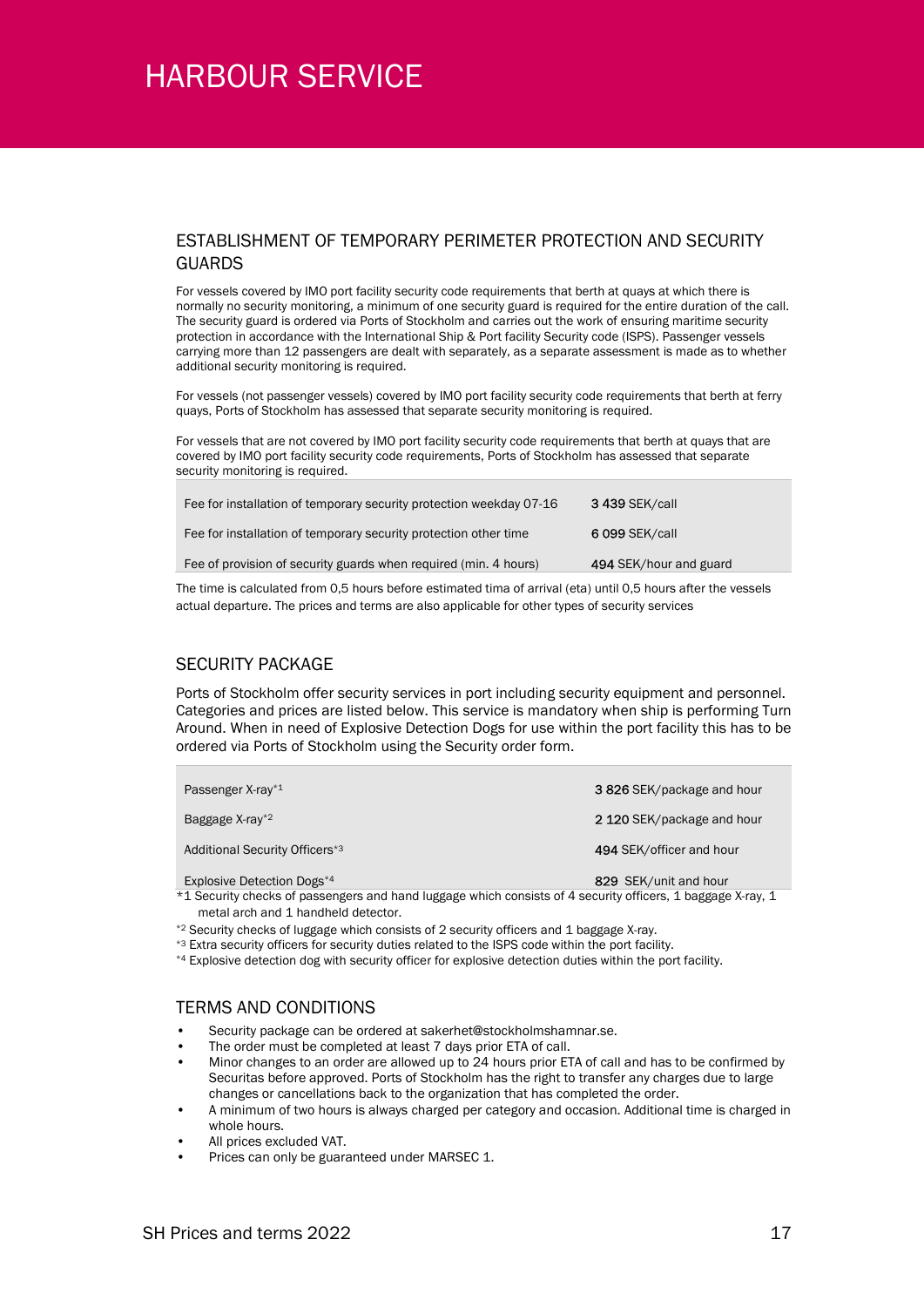# HARBOUR SERVICE

## ESTABLISHMENT OF TEMPORARY PERIMETER PROTECTION AND SECURITY GUARDS

For vessels covered by IMO port facility security code requirements that berth at quays at which there is normally no security monitoring, a minimum of one security guard is required for the entire duration of the call. The security guard is ordered via Ports of Stockholm and carries out the work of ensuring maritime security protection in accordance with the International Ship & Port facility Security code (ISPS). Passenger vessels carrying more than 12 passengers are dealt with separately, as a separate assessment is made as to whether additional security monitoring is required.

For vessels (not passenger vessels) covered by IMO port facility security code requirements that berth at ferry quays, Ports of Stockholm has assessed that separate security monitoring is required.

For vessels that are not covered by IMO port facility security code requirements that berth at quays that are covered by IMO port facility security code requirements, Ports of Stockholm has assessed that separate security monitoring is required.

| | |
|---|---|
| Fee for installation of temporary security protection weekday 07-16 | **3 439** SEK/call |
| Fee for installation of temporary security protection other time | **6 099** SEK/call |
| Fee of provision of security guards when required (min. 4 hours) | **494** SEK/hour and guard |

The time is calculated from 0,5 hours before estimated tima of arrival (eta) until 0,5 hours after the vessels actual departure. The prices and terms are also applicable for other types of security services

## SECURITY PACKAGE

Ports of Stockholm offer security services in port including security equipment and personnel. Categories and prices are listed below. This service is mandatory when ship is performing Turn Around. When in need of Explosive Detection Dogs for use within the port facility this has to be ordered via Ports of Stockholm using the Security order form.

| | |
|---|---|
| Passenger X-ray*1 | **3 826** SEK/package and hour |
| Baggage X-ray*2 | **2 120** SEK/package and hour |
| Additional Security Officers*3 | **494** SEK/officer and hour |
| Explosive Detection Dogs*4 | **829** SEK/unit and hour |

*1 Security checks of passengers and hand luggage which consists of 4 security officers, 1 baggage X-ray, 1 metal arch and 1 handheld detector.

*2 Security checks of luggage which consists of 2 security officers and 1 baggage X-ray.

*3 Extra security officers for security duties related to the ISPS code within the port facility.

*4 Explosive detection dog with security officer for explosive detection duties within the port facility.

## TERMS AND CONDITIONS

- Security package can be ordered at sakerhet@stockholmshamnar.se.
- The order must be completed at least 7 days prior ETA of call.
- Minor changes to an order are allowed up to 24 hours prior ETA of call and has to be confirmed by Securitas before approved. Ports of Stockholm has the right to transfer any charges due to large changes or cancellations back to the organization that has completed the order.
- A minimum of two hours is always charged per category and occasion. Additional time is charged in whole hours.
- All prices excluded VAT.
- Prices can only be guaranteed under MARSEC 1.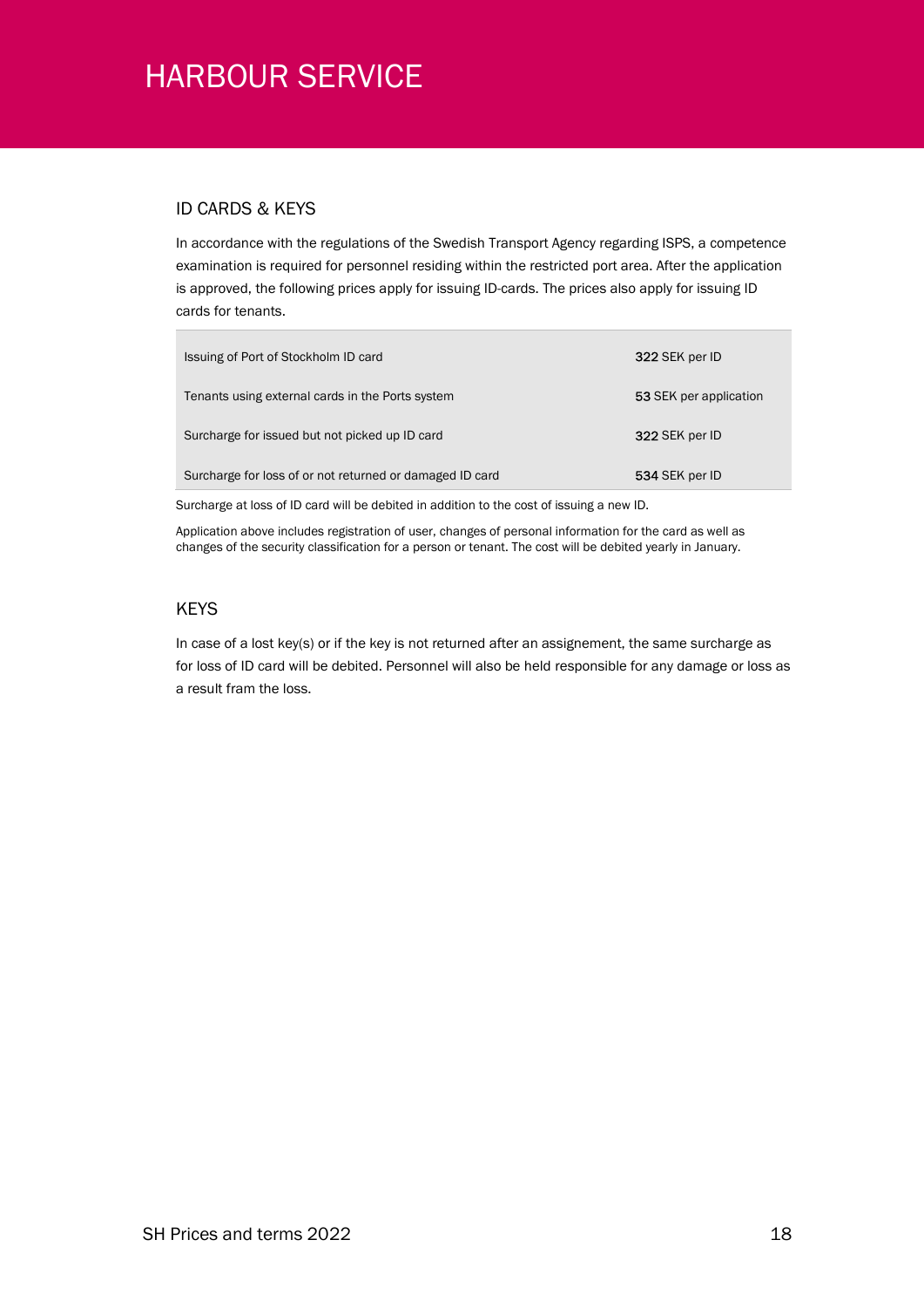# HARBOUR SERVICE

## ID CARDS & KEYS

In accordance with the regulations of the Swedish Transport Agency regarding ISPS, a competence examination is required for personnel residing within the restricted port area. After the application is approved, the following prices apply for issuing ID-cards. The prices also apply for issuing ID cards for tenants.

| | |
|---|---|
| Issuing of Port of Stockholm ID card | **322** SEK per ID |
| Tenants using external cards in the Ports system | **53** SEK per application |
| Surcharge for issued but not picked up ID card | **322** SEK per ID |
| Surcharge for loss of or not returned or damaged ID card | **534** SEK per ID |

Surcharge at loss of ID card will be debited in addition to the cost of issuing a new ID.

Application above includes registration of user, changes of personal information for the card as well as changes of the security classification for a person or tenant. The cost will be debited yearly in January.

## KEYS

In case of a lost key(s) or if the key is not returned after an assignement, the same surcharge as for loss of ID card will be debited. Personnel will also be held responsible for any damage or loss as a result fram the loss.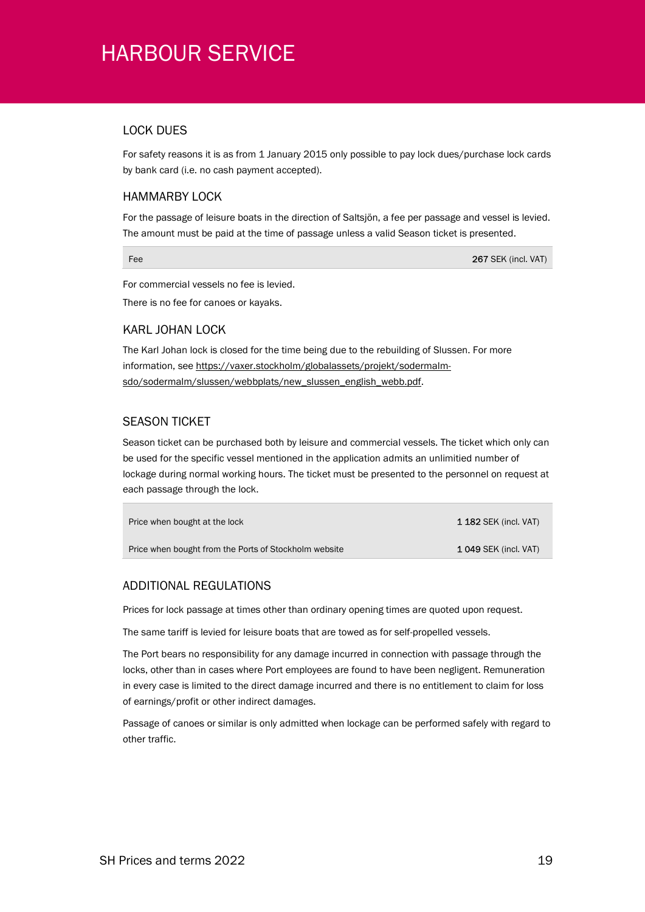# HARBOUR SERVICE

## LOCK DUES

For safety reasons it is as from 1 January 2015 only possible to pay lock dues/purchase lock cards by bank card (i.e. no cash payment accepted).

## HAMMARBY LOCK

For the passage of leisure boats in the direction of Saltsjön, a fee per passage and vessel is levied. The amount must be paid at the time of passage unless a valid Season ticket is presented.

| | |
|---|---|
| Fee | **267** SEK (incl. VAT) |

For commercial vessels no fee is levied.

There is no fee for canoes or kayaks.

## KARL JOHAN LOCK

The Karl Johan lock is closed for the time being due to the rebuilding of Slussen. For more information, see https://vaxer.stockholm/globalassets/projekt/sodermalm-sdo/sodermalm/slussen/webbplats/new_slussen_english_webb.pdf.

## SEASON TICKET

Season ticket can be purchased both by leisure and commercial vessels. The ticket which only can be used for the specific vessel mentioned in the application admits an unlimitied number of lockage during normal working hours. The ticket must be presented to the personnel on request at each passage through the lock.

| | |
|---|---|
| Price when bought at the lock | **1 182** SEK (incl. VAT) |
| Price when bought from the Ports of Stockholm website | **1 049** SEK (incl. VAT) |

## ADDITIONAL REGULATIONS

Prices for lock passage at times other than ordinary opening times are quoted upon request.

The same tariff is levied for leisure boats that are towed as for self-propelled vessels.

The Port bears no responsibility for any damage incurred in connection with passage through the locks, other than in cases where Port employees are found to have been negligent. Remuneration in every case is limited to the direct damage incurred and there is no entitlement to claim for loss of earnings/profit or other indirect damages.

Passage of canoes or similar is only admitted when lockage can be performed safely with regard to other traffic.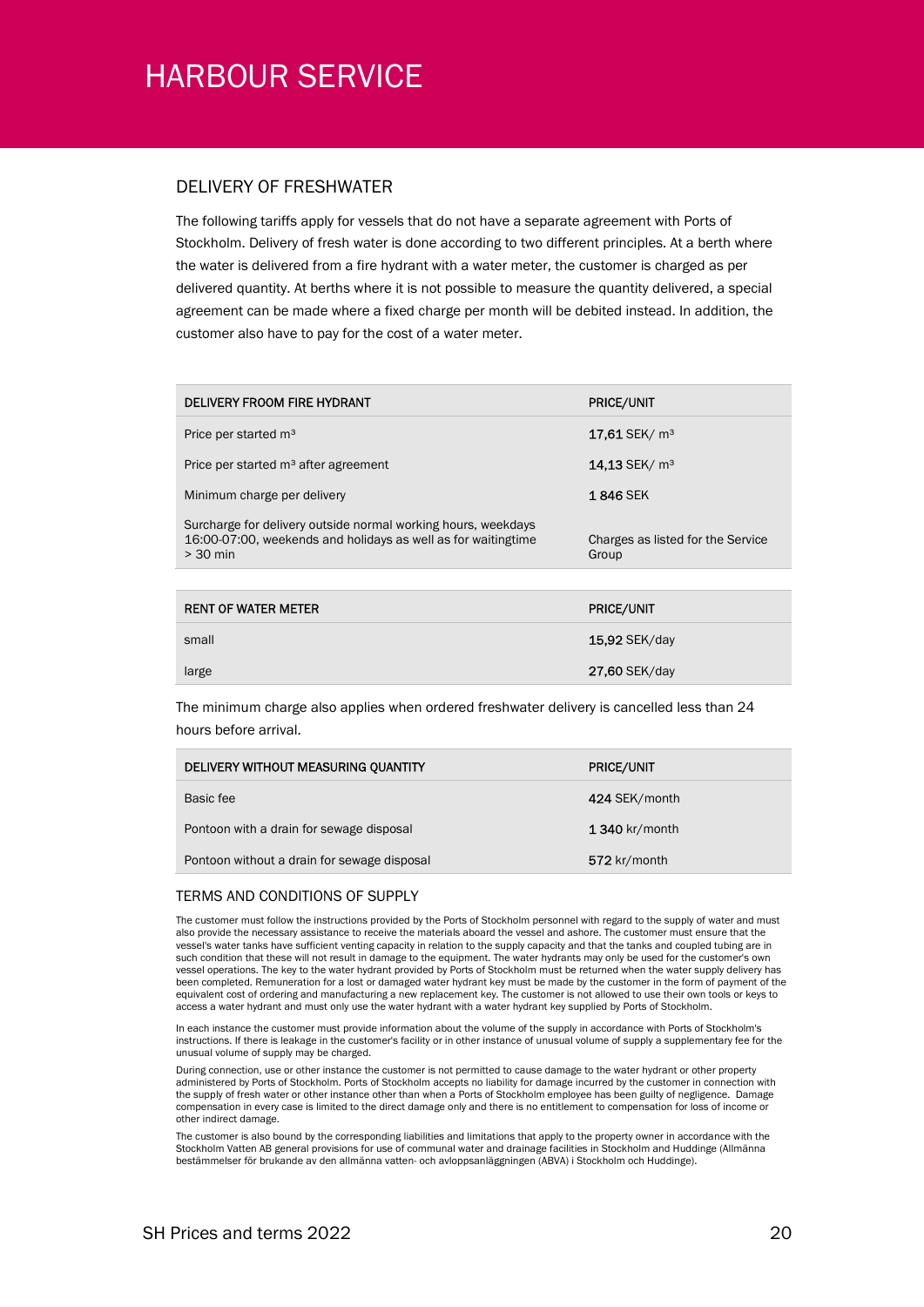# HARBOUR SERVICE

## DELIVERY OF FRESHWATER

The following tariffs apply for vessels that do not have a separate agreement with Ports of Stockholm. Delivery of fresh water is done according to two different principles. At a berth where the water is delivered from a fire hydrant with a water meter, the customer is charged as per delivered quantity. At berths where it is not possible to measure the quantity delivered, a special agreement can be made where a fixed charge per month will be debited instead. In addition, the customer also have to pay for the cost of a water meter.

| DELIVERY FROOM FIRE HYDRANT | PRICE/UNIT |
|---|---|
| Price per started m³ | **17,61** SEK/ m³ |
| Price per started m³ after agreement | **14,13** SEK/ m³ |
| Minimum charge per delivery | **1 846** SEK |
| Surcharge for delivery outside normal working hours, weekdays 16:00-07:00, weekends and holidays as well as for waitingtime > 30 min | Charges as listed for the Service Group |

| RENT OF WATER METER | PRICE/UNIT |
|---|---|
| small | **15,92** SEK/day |
| large | **27,60** SEK/day |

The minimum charge also applies when ordered freshwater delivery is cancelled less than 24 hours before arrival.

| DELIVERY WITHOUT MEASURING QUANTITY | PRICE/UNIT |
|---|---|
| Basic fee | **424** SEK/month |
| Pontoon with a drain for sewage disposal | **1 340** kr/month |
| Pontoon without a drain for sewage disposal | **572** kr/month |

## TERMS AND CONDITIONS OF SUPPLY

The customer must follow the instructions provided by the Ports of Stockholm personnel with regard to the supply of water and must also provide the necessary assistance to receive the materials aboard the vessel and ashore. The customer must ensure that the vessel's water tanks have sufficient venting capacity in relation to the supply capacity and that the tanks and coupled tubing are in such condition that these will not result in damage to the equipment. The water hydrants may only be used for the customer's own vessel operations. The key to the water hydrant provided by Ports of Stockholm must be returned when the water supply delivery has been completed. Remuneration for a lost or damaged water hydrant key must be made by the customer in the form of payment of the equivalent cost of ordering and manufacturing a new replacement key. The customer is not allowed to use their own tools or keys to access a water hydrant and must only use the water hydrant with a water hydrant key supplied by Ports of Stockholm.

In each instance the customer must provide information about the volume of the supply in accordance with Ports of Stockholm's instructions. If there is leakage in the customer's facility or in other instance of unusual volume of supply a supplementary fee for the unusual volume of supply may be charged.

During connection, use or other instance the customer is not permitted to cause damage to the water hydrant or other property administered by Ports of Stockholm. Ports of Stockholm accepts no liability for damage incurred by the customer in connection with the supply of fresh water or other instance other than when a Ports of Stockholm employee has been guilty of negligence. Damage compensation in every case is limited to the direct damage only and there is no entitlement to compensation for loss of income or other indirect damage.

The customer is also bound by the corresponding liabilities and limitations that apply to the property owner in accordance with the Stockholm Vatten AB general provisions for use of communal water and drainage facilities in Stockholm and Huddinge (Allmänna bestämmelser för brukande av den allmänna vatten- och avloppsanläggningen (ABVA) i Stockholm och Huddinge).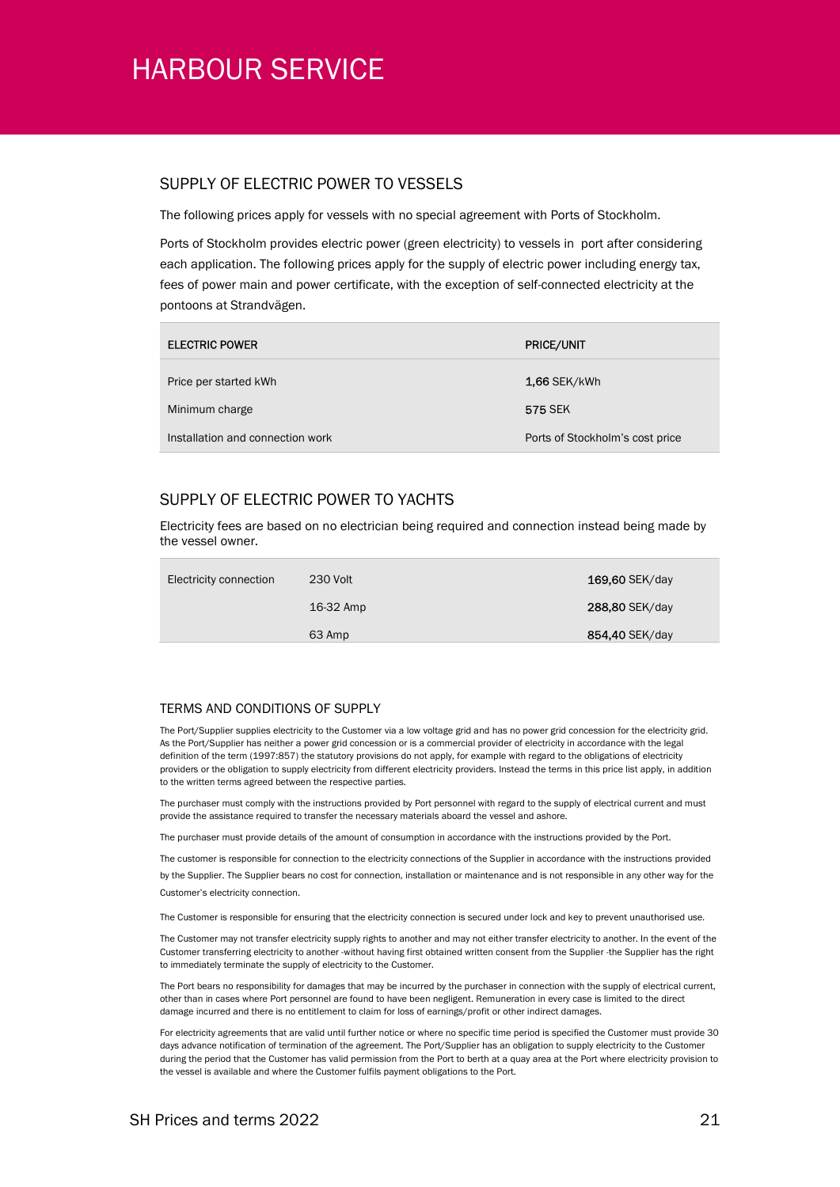# HARBOUR SERVICE

## SUPPLY OF ELECTRIC POWER TO VESSELS

The following prices apply for vessels with no special agreement with Ports of Stockholm.

Ports of Stockholm provides electric power (green electricity) to vessels in port after considering each application. The following prices apply for the supply of electric power including energy tax, fees of power main and power certificate, with the exception of self-connected electricity at the pontoons at Strandvägen.

| ELECTRIC POWER | PRICE/UNIT |
|---|---|
| Price per started kWh | **1,66** SEK/kWh |
| Minimum charge | **575** SEK |
| Installation and connection work | Ports of Stockholm's cost price |

## SUPPLY OF ELECTRIC POWER TO YACHTS

Electricity fees are based on no electrician being required and connection instead being made by the vessel owner.

| | | |
|---|---|---|
| Electricity connection | 230 Volt | **169,60** SEK/day |
| | 16-32 Amp | **288,80** SEK/day |
| | 63 Amp | **854,40** SEK/day |

### TERMS AND CONDITIONS OF SUPPLY

The Port/Supplier supplies electricity to the Customer via a low voltage grid and has no power grid concession for the electricity grid. As the Port/Supplier has neither a power grid concession or is a commercial provider of electricity in accordance with the legal definition of the term (1997:857) the statutory provisions do not apply, for example with regard to the obligations of electricity providers or the obligation to supply electricity from different electricity providers. Instead the terms in this price list apply, in addition to the written terms agreed between the respective parties.

The purchaser must comply with the instructions provided by Port personnel with regard to the supply of electrical current and must provide the assistance required to transfer the necessary materials aboard the vessel and ashore.

The purchaser must provide details of the amount of consumption in accordance with the instructions provided by the Port.

The customer is responsible for connection to the electricity connections of the Supplier in accordance with the instructions provided by the Supplier. The Supplier bears no cost for connection, installation or maintenance and is not responsible in any other way for the Customer's electricity connection.

The Customer is responsible for ensuring that the electricity connection is secured under lock and key to prevent unauthorised use.

The Customer may not transfer electricity supply rights to another and may not either transfer electricity to another. In the event of the Customer transferring electricity to another -without having first obtained written consent from the Supplier -the Supplier has the right to immediately terminate the supply of electricity to the Customer.

The Port bears no responsibility for damages that may be incurred by the purchaser in connection with the supply of electrical current, other than in cases where Port personnel are found to have been negligent. Remuneration in every case is limited to the direct damage incurred and there is no entitlement to claim for loss of earnings/profit or other indirect damages.

For electricity agreements that are valid until further notice or where no specific time period is specified the Customer must provide 30 days advance notification of termination of the agreement. The Port/Supplier has an obligation to supply electricity to the Customer during the period that the Customer has valid permission from the Port to berth at a quay area at the Port where electricity provision to the vessel is available and where the Customer fulfils payment obligations to the Port.